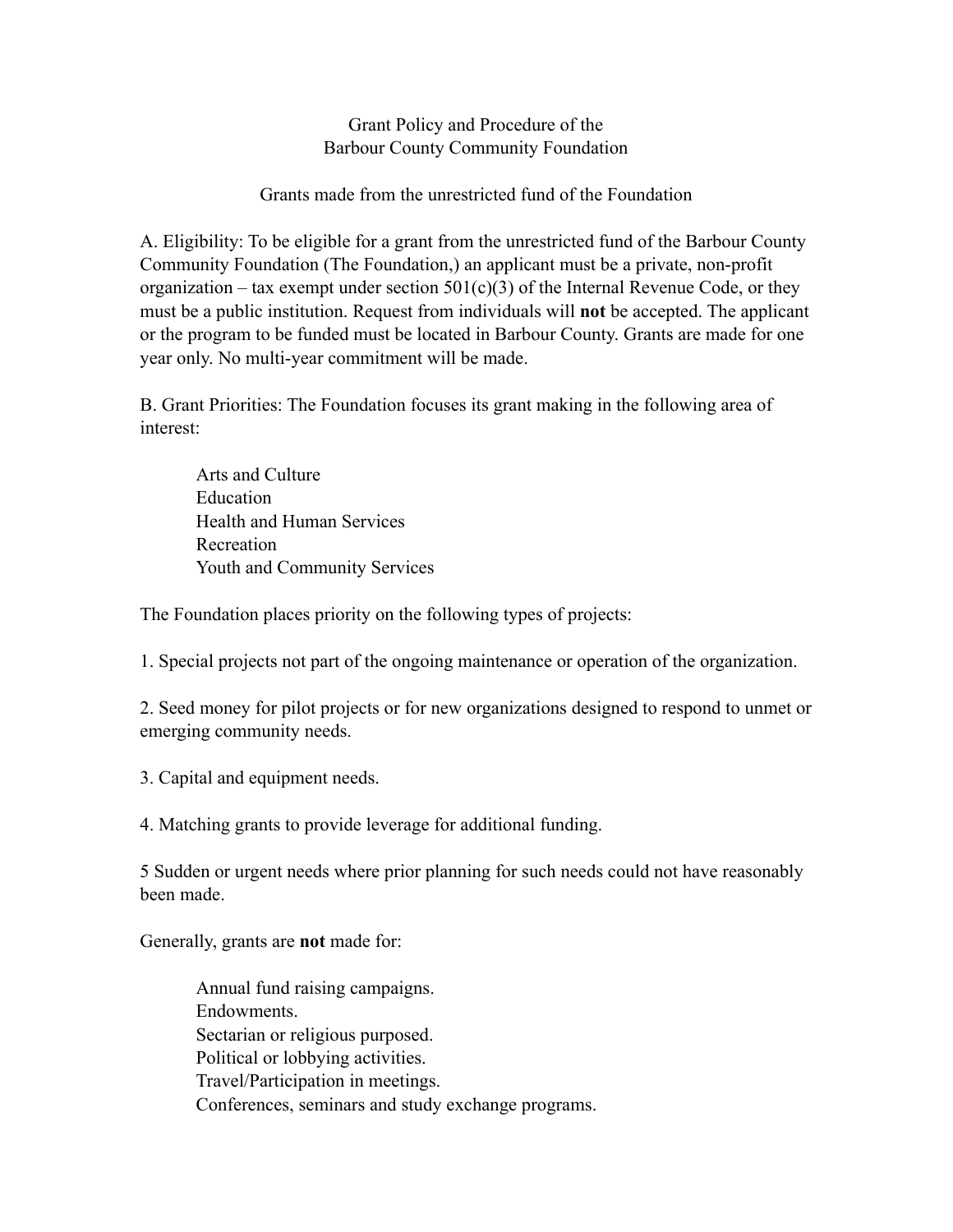# Grant Policy and Procedure of the Barbour County Community Foundation

## Grants made from the unrestricted fund of the Foundation

A. Eligibility: To be eligible for a grant from the unrestricted fund of the Barbour County Community Foundation (The Foundation,) an applicant must be a private, non-profit organization – tax exempt under section 501(c)(3) of the Internal Revenue Code, or they must be a public institution. Request from individuals will **not** be accepted. The applicant or the program to be funded must be located in Barbour County. Grants are made for one year only. No multi-year commitment will be made.

B. Grant Priorities: The Foundation focuses its grant making in the following area of interest:

- Arts and Culture
- Education
- Health and Human Services
- Recreation
- Youth and Community Services

The Foundation places priority on the following types of projects:

1. Special projects not part of the ongoing maintenance or operation of the organization.

2. Seed money for pilot projects or for new organizations designed to respond to unmet or emerging community needs.

3. Capital and equipment needs.

4. Matching grants to provide leverage for additional funding.

5 Sudden or urgent needs where prior planning for such needs could not have reasonably been made.

Generally, grants are **not** made for:

- Annual fund raising campaigns.
- Endowments.
- Sectarian or religious purposed.
- Political or lobbying activities.
- Travel/Participation in meetings.
- Conferences, seminars and study exchange programs.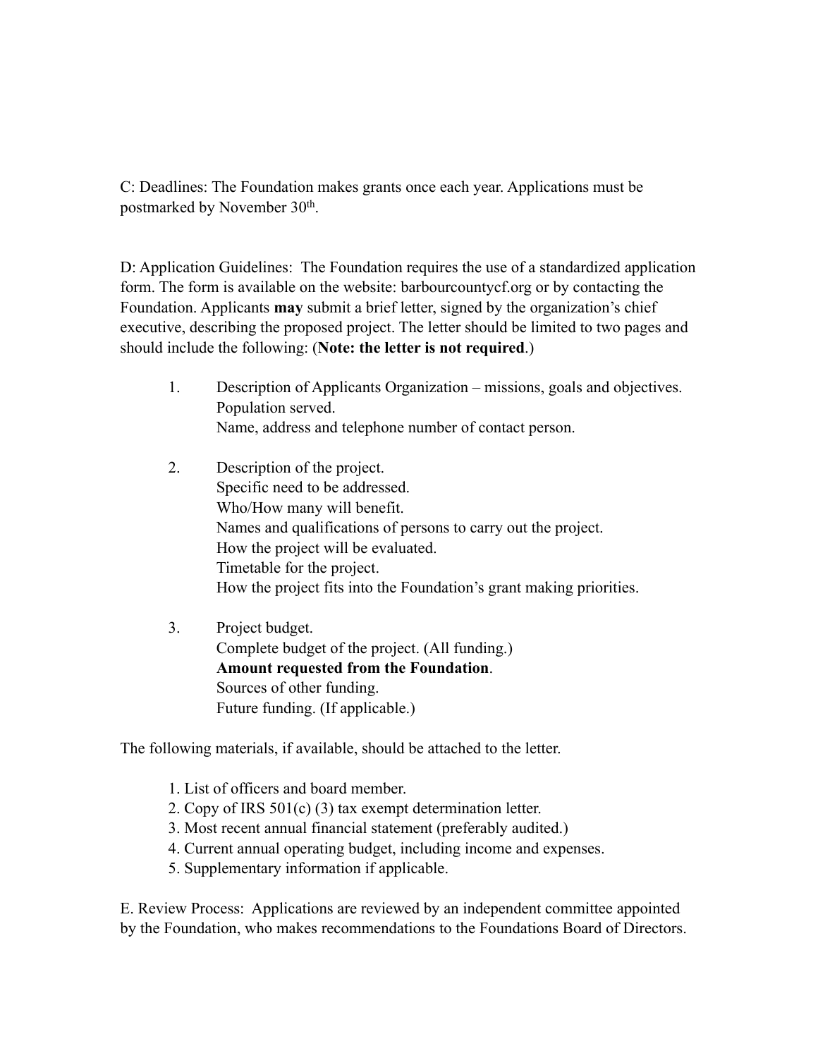C: Deadlines: The Foundation makes grants once each year. Applications must be postmarked by November 30th.

D: Application Guidelines: The Foundation requires the use of a standardized application form. The form is available on the website: barbourcountycf.org or by contacting the Foundation. Applicants **may** submit a brief letter, signed by the organization's chief executive, describing the proposed project. The letter should be limited to two pages and should include the following: (**Note: the letter is not required**.)

1. Description of Applicants Organization – missions, goals and objectives.
   Population served.
   Name, address and telephone number of contact person.

2. Description of the project.
   Specific need to be addressed.
   Who/How many will benefit.
   Names and qualifications of persons to carry out the project.
   How the project will be evaluated.
   Timetable for the project.
   How the project fits into the Foundation's grant making priorities.

3. Project budget.
   Complete budget of the project. (All funding.)
   **Amount requested from the Foundation**.
   Sources of other funding.
   Future funding. (If applicable.)

The following materials, if available, should be attached to the letter.

1. List of officers and board member.
2. Copy of IRS 501(c) (3) tax exempt determination letter.
3. Most recent annual financial statement (preferably audited.)
4. Current annual operating budget, including income and expenses.
5. Supplementary information if applicable.

E. Review Process: Applications are reviewed by an independent committee appointed by the Foundation, who makes recommendations to the Foundations Board of Directors.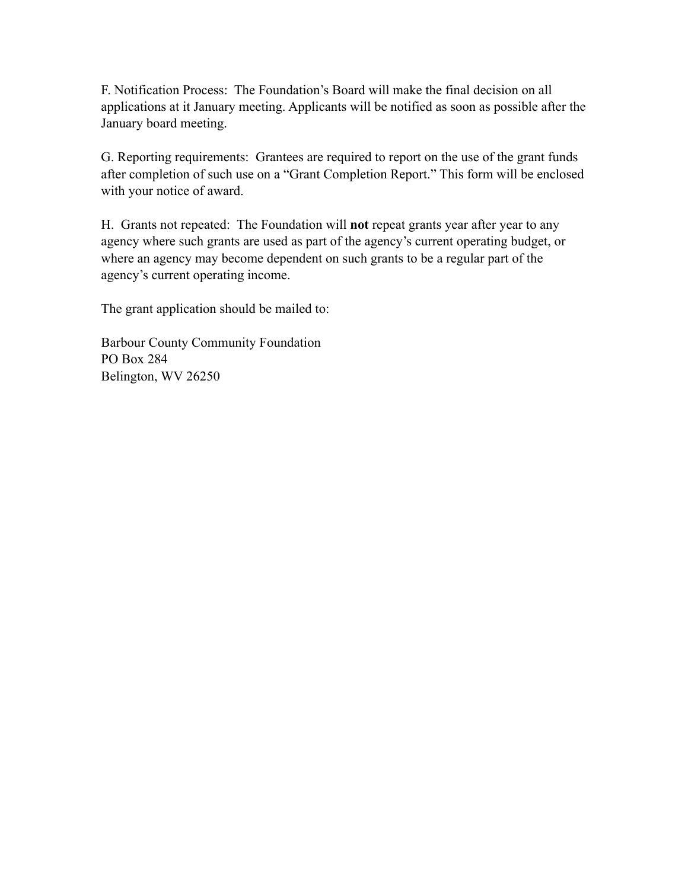F. Notification Process: The Foundation's Board will make the final decision on all applications at it January meeting. Applicants will be notified as soon as possible after the January board meeting.

G. Reporting requirements: Grantees are required to report on the use of the grant funds after completion of such use on a "Grant Completion Report." This form will be enclosed with your notice of award.

H. Grants not repeated: The Foundation will **not** repeat grants year after year to any agency where such grants are used as part of the agency's current operating budget, or where an agency may become dependent on such grants to be a regular part of the agency's current operating income.

The grant application should be mailed to:

Barbour County Community Foundation  
PO Box 284  
Belington, WV 26250